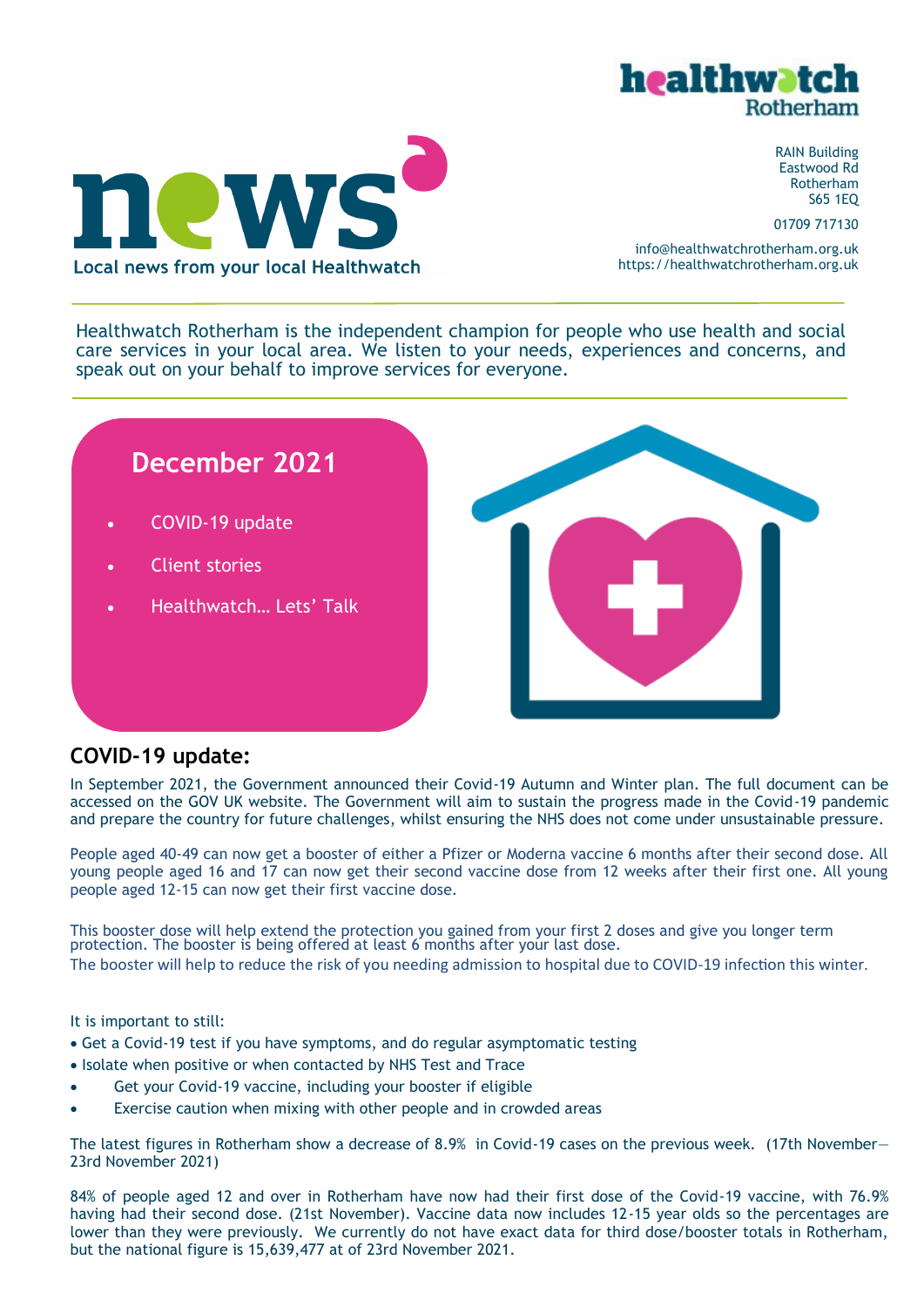healthwatch Rotherham

# news

**Local news from your local Healthwatch**

RAIN Building
Eastwood Rd
Rotherham
S65 1EQ

01709 717130

info@healthwatchrotherham.org.uk
https://healthwatchrotherham.org.uk

Healthwatch Rotherham is the independent champion for people who use health and social care services in your local area. We listen to your needs, experiences and concerns, and speak out on your behalf to improve services for everyone.

## December 2021

- COVID-19 update
- Client stories
- Healthwatch… Lets' Talk

## COVID-19 update:

In September 2021, the Government announced their Covid-19 Autumn and Winter plan. The full document can be accessed on the GOV UK website. The Government will aim to sustain the progress made in the Covid-19 pandemic and prepare the country for future challenges, whilst ensuring the NHS does not come under unsustainable pressure.

People aged 40-49 can now get a booster of either a Pfizer or Moderna vaccine 6 months after their second dose. All young people aged 16 and 17 can now get their second vaccine dose from 12 weeks after their first one. All young people aged 12-15 can now get their first vaccine dose.

This booster dose will help extend the protection you gained from your first 2 doses and give you longer term protection. The booster is being offered at least 6 months after your last dose.
The booster will help to reduce the risk of you needing admission to hospital due to COVID-19 infection this winter.

It is important to still:

- Get a Covid-19 test if you have symptoms, and do regular asymptomatic testing
- Isolate when positive or when contacted by NHS Test and Trace
- Get your Covid-19 vaccine, including your booster if eligible
- Exercise caution when mixing with other people and in crowded areas

The latest figures in Rotherham show a decrease of 8.9% in Covid-19 cases on the previous week. (17th November—23rd November 2021)

84% of people aged 12 and over in Rotherham have now had their first dose of the Covid-19 vaccine, with 76.9% having had their second dose. (21st November). Vaccine data now includes 12-15 year olds so the percentages are lower than they were previously. We currently do not have exact data for third dose/booster totals in Rotherham, but the national figure is 15,639,477 at of 23rd November 2021.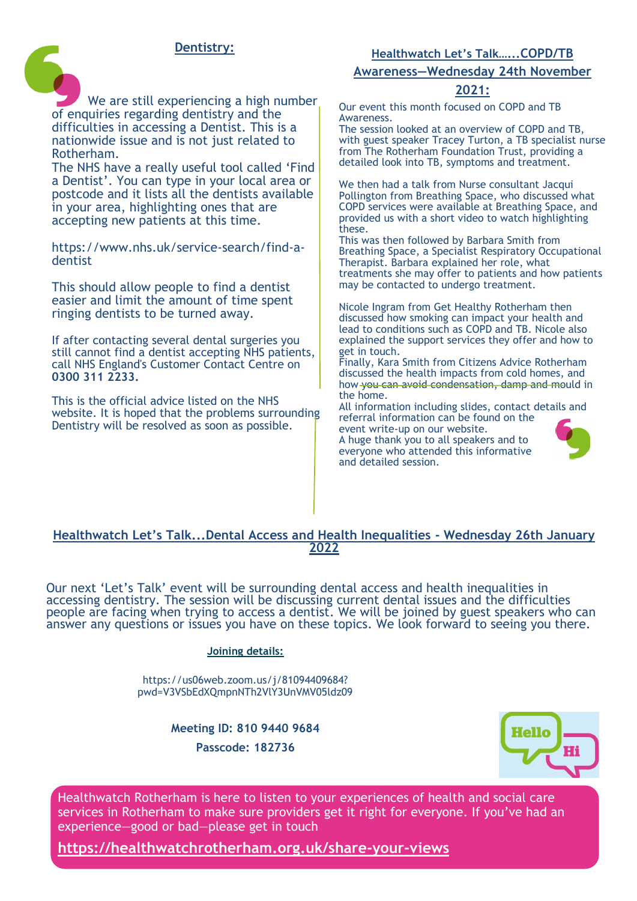## Dentistry:

We are still experiencing a high number of enquiries regarding dentistry and the difficulties in accessing a Dentist. This is a nationwide issue and is not just related to Rotherham.

The NHS have a really useful tool called 'Find a Dentist'. You can type in your local area or postcode and it lists all the dentists available in your area, highlighting ones that are accepting new patients at this time.

https://www.nhs.uk/service-search/find-a-dentist

This should allow people to find a dentist easier and limit the amount of time spent ringing dentists to be turned away.

If after contacting several dental surgeries you still cannot find a dentist accepting NHS patients, call NHS England's Customer Contact Centre on **0300 311 2233.**

This is the official advice listed on the NHS website. It is hoped that the problems surrounding Dentistry will be resolved as soon as possible.

## Healthwatch Let's Talk…..COPD/TB Awareness—Wednesday 24th November 2021:

Our event this month focused on COPD and TB Awareness.
The session looked at an overview of COPD and TB, with guest speaker Tracey Turton, a TB specialist nurse from The Rotherham Foundation Trust, providing a detailed look into TB, symptoms and treatment.

We then had a talk from Nurse consultant Jacqui Pollington from Breathing Space, who discussed what COPD services were available at Breathing Space, and provided us with a short video to watch highlighting these.
This was then followed by Barbara Smith from Breathing Space, a Specialist Respiratory Occupational Therapist. Barbara explained her role, what treatments she may offer to patients and how patients may be contacted to undergo treatment.

Nicole Ingram from Get Healthy Rotherham then discussed how smoking can impact your health and lead to conditions such as COPD and TB. Nicole also explained the support services they offer and how to get in touch.
Finally, Kara Smith from Citizens Advice Rotherham discussed the health impacts from cold homes, and how you can avoid condensation, damp and mould in the home.
All information including slides, contact details and referral information can be found on the event write-up on our website.
A huge thank you to all speakers and to everyone who attended this informative and detailed session.

## Healthwatch Let's Talk...Dental Access and Health Inequalities - Wednesday 26th January 2022

Our next 'Let's Talk' event will be surrounding dental access and health inequalities in accessing dentistry. The session will be discussing current dental issues and the difficulties people are facing when trying to access a dentist. We will be joined by guest speakers who can answer any questions or issues you have on these topics. We look forward to seeing you there.

**Joining details:**

https://us06web.zoom.us/j/81094409684?pwd=V3VSbEdXQmpnNTh2VlY3UnVMV05ldz09

**Meeting ID: 810 9440 9684**

**Passcode: 182736**

Healthwatch Rotherham is here to listen to your experiences of health and social care services in Rotherham to make sure providers get it right for everyone. If you've had an experience—good or bad—please get in touch

**https://healthwatchrotherham.org.uk/share-your-views**